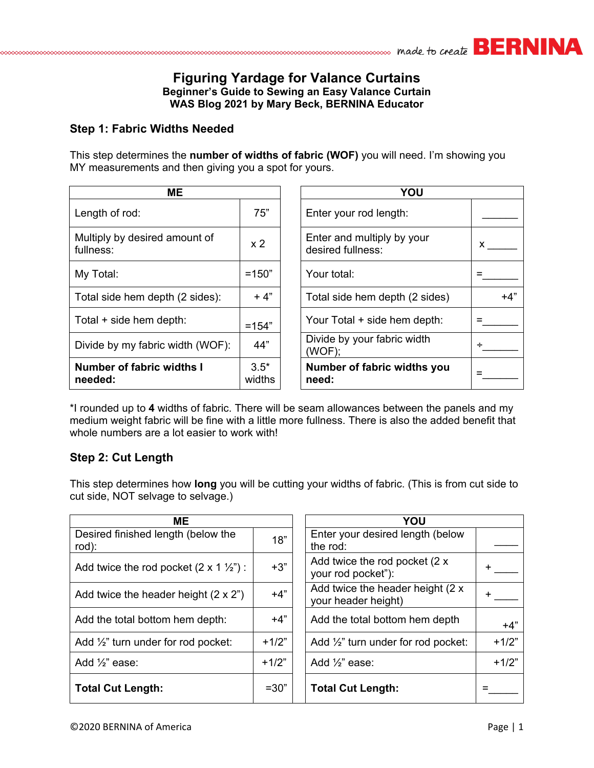# Figuring Yardage for Valance Curtains

**Beginner's Guide to Sewing an Easy Valance Curtain**
**WAS Blog 2021 by Mary Beck, BERNINA Educator**

## Step 1: Fabric Widths Needed

This step determines the **number of widths of fabric (WOF)** you will need. I'm showing you MY measurements and then giving you a spot for yours.

| ME | | | YOU | |
|---|---|---|---|---|
| Length of rod: | 75" | | Enter your rod length: | ______ |
| Multiply by desired amount of fullness: | x 2 | | Enter and multiply by your desired fullness: | x _____ |
| My Total: | =150" | | Your total: | =______ |
| Total side hem depth (2 sides): | + 4" | | Total side hem depth (2 sides) | +4" |
| Total + side hem depth: | =154" | | Your Total + side hem depth: | =______ |
| Divide by my fabric width (WOF): | 44" | | Divide by your fabric width (WOF); | ÷______ |
| **Number of fabric widths I needed:** | 3.5* widths | | **Number of fabric widths you need:** | =______ |

*I rounded up to **4** widths of fabric. There will be seam allowances between the panels and my medium weight fabric will be fine with a little more fullness. There is also the added benefit that whole numbers are a lot easier to work with!

## Step 2: Cut Length

This step determines how **long** you will be cutting your widths of fabric. (This is from cut side to cut side, NOT selvage to selvage.)

| ME | | | YOU | |
|---|---|---|---|---|
| Desired finished length (below the rod): | 18" | | Enter your desired length (below the rod: | _____ |
| Add twice the rod pocket (2 x 1 ½") : | +3" | | Add twice the rod pocket (2 x your rod pocket"): | + _____ |
| Add twice the header height (2 x 2") | +4" | | Add twice the header height (2 x your header height) | + _____ |
| Add the total bottom hem depth: | +4" | | Add the total bottom hem depth | +4" |
| Add ½" turn under for rod pocket: | +1/2" | | Add ½" turn under for rod pocket: | +1/2" |
| Add ½" ease: | +1/2" | | Add ½" ease: | +1/2" |
| **Total Cut Length:** | =30" | | **Total Cut Length:** | =_____ |

©2020 BERNINA of America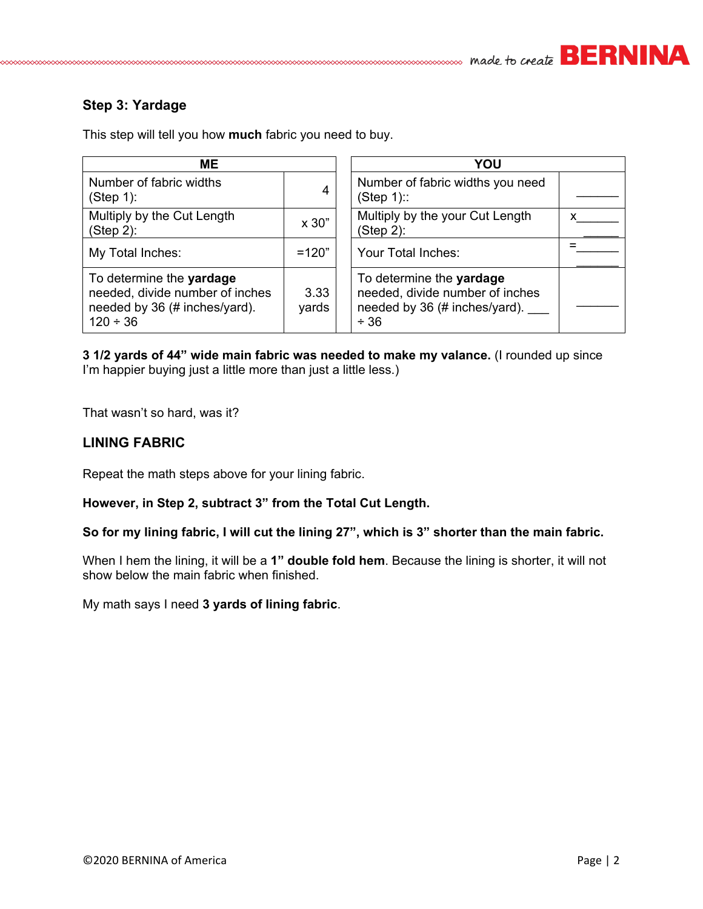### Step 3: Yardage

This step will tell you how **much** fabric you need to buy.

| ME | | | YOU | |
|---|---|---|---|---|
| Number of fabric widths (Step 1): | 4 | | Number of fabric widths you need (Step 1):: | _______ |
| Multiply by the Cut Length (Step 2): | x 30" | | Multiply by the your Cut Length (Step 2): | x_______ |
| My Total Inches: | =120" | | Your Total Inches: | =_______ |
| To determine the **yardage** needed, divide number of inches needed by 36 (# inches/yard). 120 ÷ 36 | 3.33 yards | | To determine the **yardage** needed, divide number of inches needed by 36 (# inches/yard). ___ ÷ 36 | _______ |

**3 1/2 yards of 44" wide main fabric was needed to make my valance.** (I rounded up since I'm happier buying just a little more than just a little less.)

That wasn't so hard, was it?

### LINING FABRIC

Repeat the math steps above for your lining fabric.

**However, in Step 2, subtract 3" from the Total Cut Length.**

**So for my lining fabric, I will cut the lining 27", which is 3" shorter than the main fabric.**

When I hem the lining, it will be a **1" double fold hem**. Because the lining is shorter, it will not show below the main fabric when finished.

My math says I need **3 yards of lining fabric**.

©2020 BERNINA of America